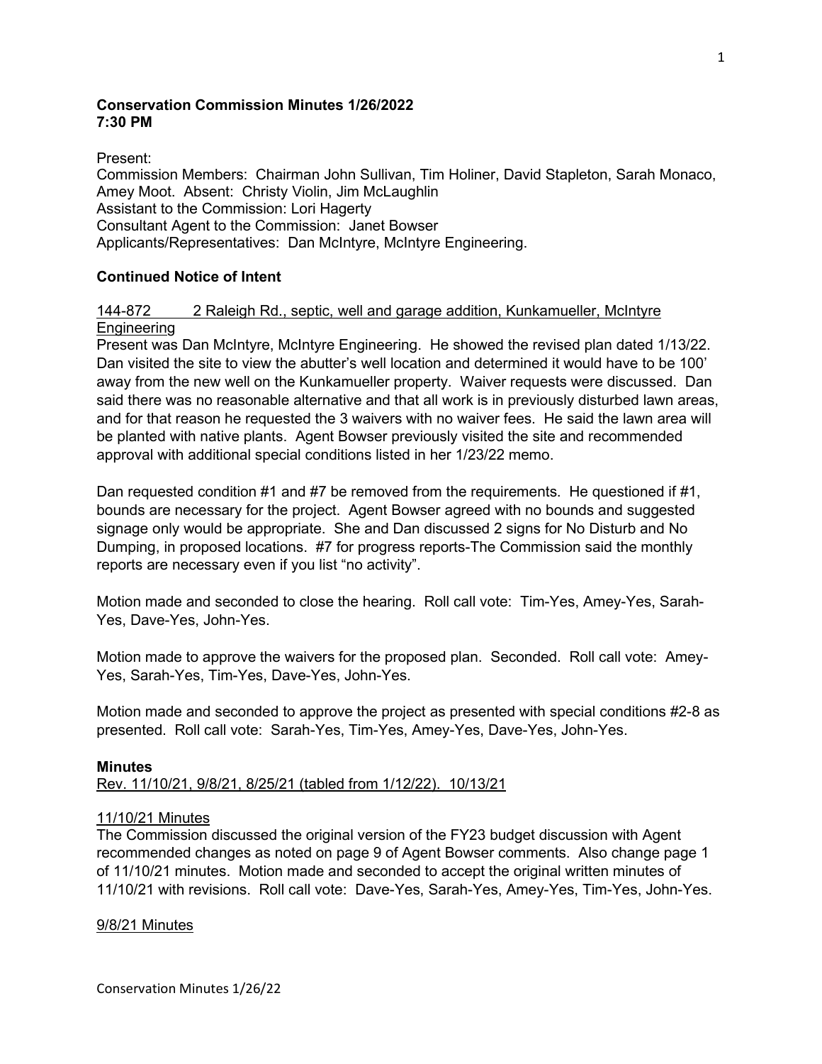**Conservation Commission Minutes 1/26/2022**
**7:30 PM**

Present:
Commission Members: Chairman John Sullivan, Tim Holiner, David Stapleton, Sarah Monaco, Amey Moot. Absent: Christy Violin, Jim McLaughlin
Assistant to the Commission: Lori Hagerty
Consultant Agent to the Commission: Janet Bowser
Applicants/Representatives: Dan McIntyre, McIntyre Engineering.

**Continued Notice of Intent**

<u>144-872 2 Raleigh Rd., septic, well and garage addition, Kunkamueller, McIntyre Engineering</u>
Present was Dan McIntyre, McIntyre Engineering. He showed the revised plan dated 1/13/22. Dan visited the site to view the abutter's well location and determined it would have to be 100' away from the new well on the Kunkamueller property. Waiver requests were discussed. Dan said there was no reasonable alternative and that all work is in previously disturbed lawn areas, and for that reason he requested the 3 waivers with no waiver fees. He said the lawn area will be planted with native plants. Agent Bowser previously visited the site and recommended approval with additional special conditions listed in her 1/23/22 memo.

Dan requested condition #1 and #7 be removed from the requirements. He questioned if #1, bounds are necessary for the project. Agent Bowser agreed with no bounds and suggested signage only would be appropriate. She and Dan discussed 2 signs for No Disturb and No Dumping, in proposed locations. #7 for progress reports-The Commission said the monthly reports are necessary even if you list "no activity".

Motion made and seconded to close the hearing. Roll call vote: Tim-Yes, Amey-Yes, Sarah-Yes, Dave-Yes, John-Yes.

Motion made to approve the waivers for the proposed plan. Seconded. Roll call vote: Amey-Yes, Sarah-Yes, Tim-Yes, Dave-Yes, John-Yes.

Motion made and seconded to approve the project as presented with special conditions #2-8 as presented. Roll call vote: Sarah-Yes, Tim-Yes, Amey-Yes, Dave-Yes, John-Yes.

**Minutes**
<u>Rev. 11/10/21, 9/8/21, 8/25/21 (tabled from 1/12/22). 10/13/21</u>

<u>11/10/21 Minutes</u>
The Commission discussed the original version of the FY23 budget discussion with Agent recommended changes as noted on page 9 of Agent Bowser comments. Also change page 1 of 11/10/21 minutes. Motion made and seconded to accept the original written minutes of 11/10/21 with revisions. Roll call vote: Dave-Yes, Sarah-Yes, Amey-Yes, Tim-Yes, John-Yes.

<u>9/8/21 Minutes</u>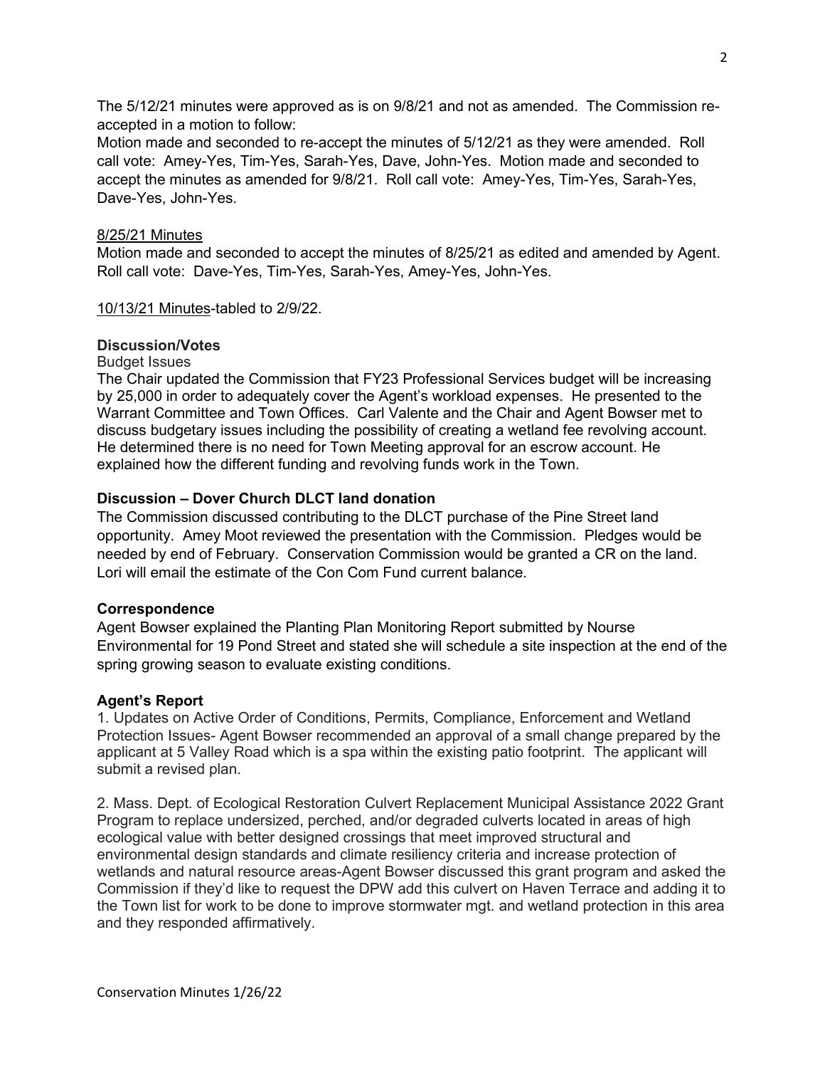The 5/12/21 minutes were approved as is on 9/8/21 and not as amended. The Commission re-accepted in a motion to follow:
Motion made and seconded to re-accept the minutes of 5/12/21 as they were amended. Roll call vote: Amey-Yes, Tim-Yes, Sarah-Yes, Dave, John-Yes. Motion made and seconded to accept the minutes as amended for 9/8/21. Roll call vote: Amey-Yes, Tim-Yes, Sarah-Yes, Dave-Yes, John-Yes.

<u>8/25/21 Minutes</u>
Motion made and seconded to accept the minutes of 8/25/21 as edited and amended by Agent. Roll call vote: Dave-Yes, Tim-Yes, Sarah-Yes, Amey-Yes, John-Yes.

<u>10/13/21 Minutes</u>-tabled to 2/9/22.

**Discussion/Votes**

Budget Issues
The Chair updated the Commission that FY23 Professional Services budget will be increasing by 25,000 in order to adequately cover the Agent's workload expenses. He presented to the Warrant Committee and Town Offices. Carl Valente and the Chair and Agent Bowser met to discuss budgetary issues including the possibility of creating a wetland fee revolving account. He determined there is no need for Town Meeting approval for an escrow account. He explained how the different funding and revolving funds work in the Town.

**Discussion – Dover Church DLCT land donation**

The Commission discussed contributing to the DLCT purchase of the Pine Street land opportunity. Amey Moot reviewed the presentation with the Commission. Pledges would be needed by end of February. Conservation Commission would be granted a CR on the land. Lori will email the estimate of the Con Com Fund current balance.

**Correspondence**

Agent Bowser explained the Planting Plan Monitoring Report submitted by Nourse Environmental for 19 Pond Street and stated she will schedule a site inspection at the end of the spring growing season to evaluate existing conditions.

**Agent's Report**

1. Updates on Active Order of Conditions, Permits, Compliance, Enforcement and Wetland Protection Issues- Agent Bowser recommended an approval of a small change prepared by the applicant at 5 Valley Road which is a spa within the existing patio footprint. The applicant will submit a revised plan.

2. Mass. Dept. of Ecological Restoration Culvert Replacement Municipal Assistance 2022 Grant Program to replace undersized, perched, and/or degraded culverts located in areas of high ecological value with better designed crossings that meet improved structural and environmental design standards and climate resiliency criteria and increase protection of wetlands and natural resource areas-Agent Bowser discussed this grant program and asked the Commission if they'd like to request the DPW add this culvert on Haven Terrace and adding it to the Town list for work to be done to improve stormwater mgt. and wetland protection in this area and they responded affirmatively.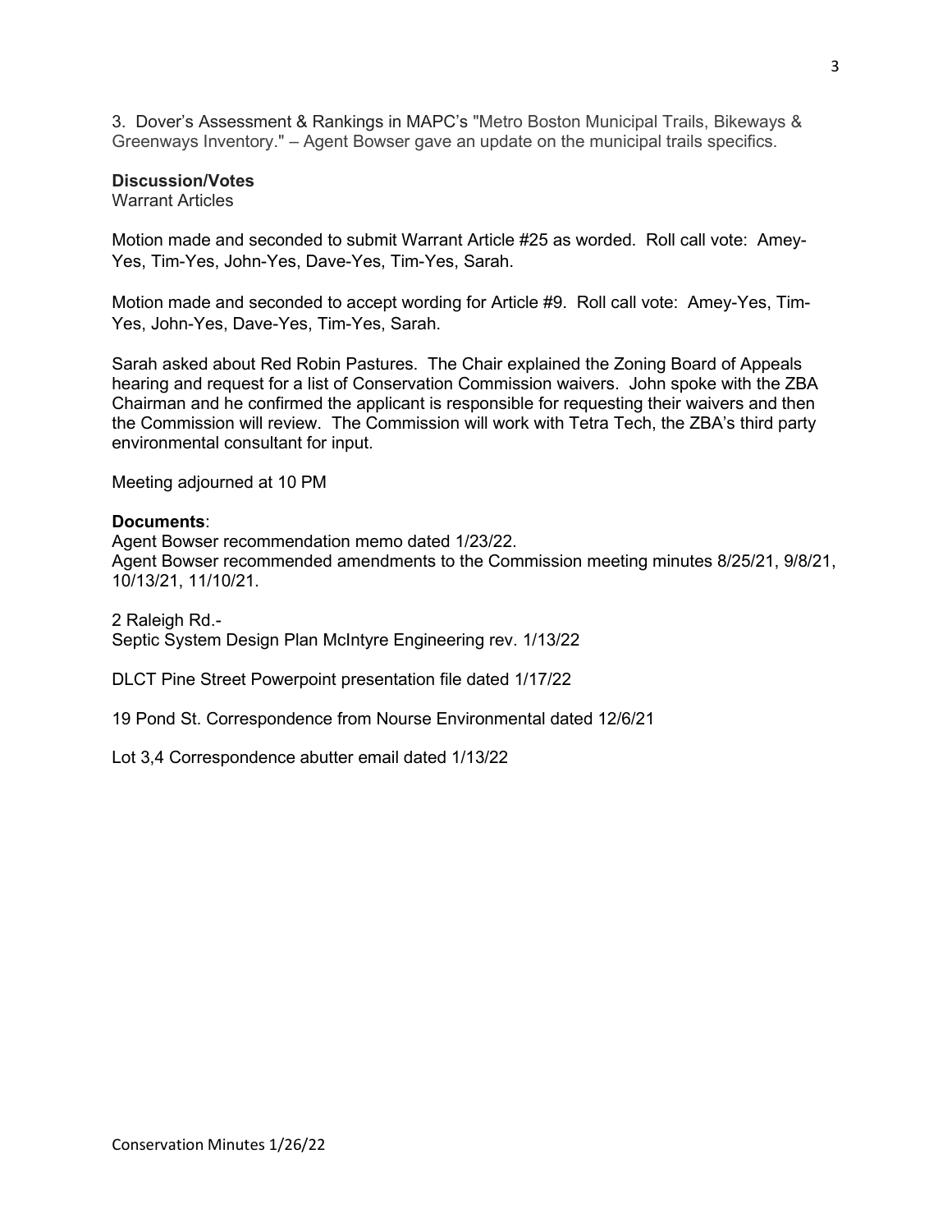3. Dover's Assessment & Rankings in MAPC's "Metro Boston Municipal Trails, Bikeways & Greenways Inventory." – Agent Bowser gave an update on the municipal trails specifics.

**Discussion/Votes**

Warrant Articles

Motion made and seconded to submit Warrant Article #25 as worded. Roll call vote: Amey-Yes, Tim-Yes, John-Yes, Dave-Yes, Tim-Yes, Sarah.

Motion made and seconded to accept wording for Article #9. Roll call vote: Amey-Yes, Tim-Yes, John-Yes, Dave-Yes, Tim-Yes, Sarah.

Sarah asked about Red Robin Pastures. The Chair explained the Zoning Board of Appeals hearing and request for a list of Conservation Commission waivers. John spoke with the ZBA Chairman and he confirmed the applicant is responsible for requesting their waivers and then the Commission will review. The Commission will work with Tetra Tech, the ZBA's third party environmental consultant for input.

Meeting adjourned at 10 PM

**Documents**:

Agent Bowser recommendation memo dated 1/23/22.

Agent Bowser recommended amendments to the Commission meeting minutes 8/25/21, 9/8/21, 10/13/21, 11/10/21.

2 Raleigh Rd.-

Septic System Design Plan McIntyre Engineering rev. 1/13/22

DLCT Pine Street Powerpoint presentation file dated 1/17/22

19 Pond St. Correspondence from Nourse Environmental dated 12/6/21

Lot 3,4 Correspondence abutter email dated 1/13/22